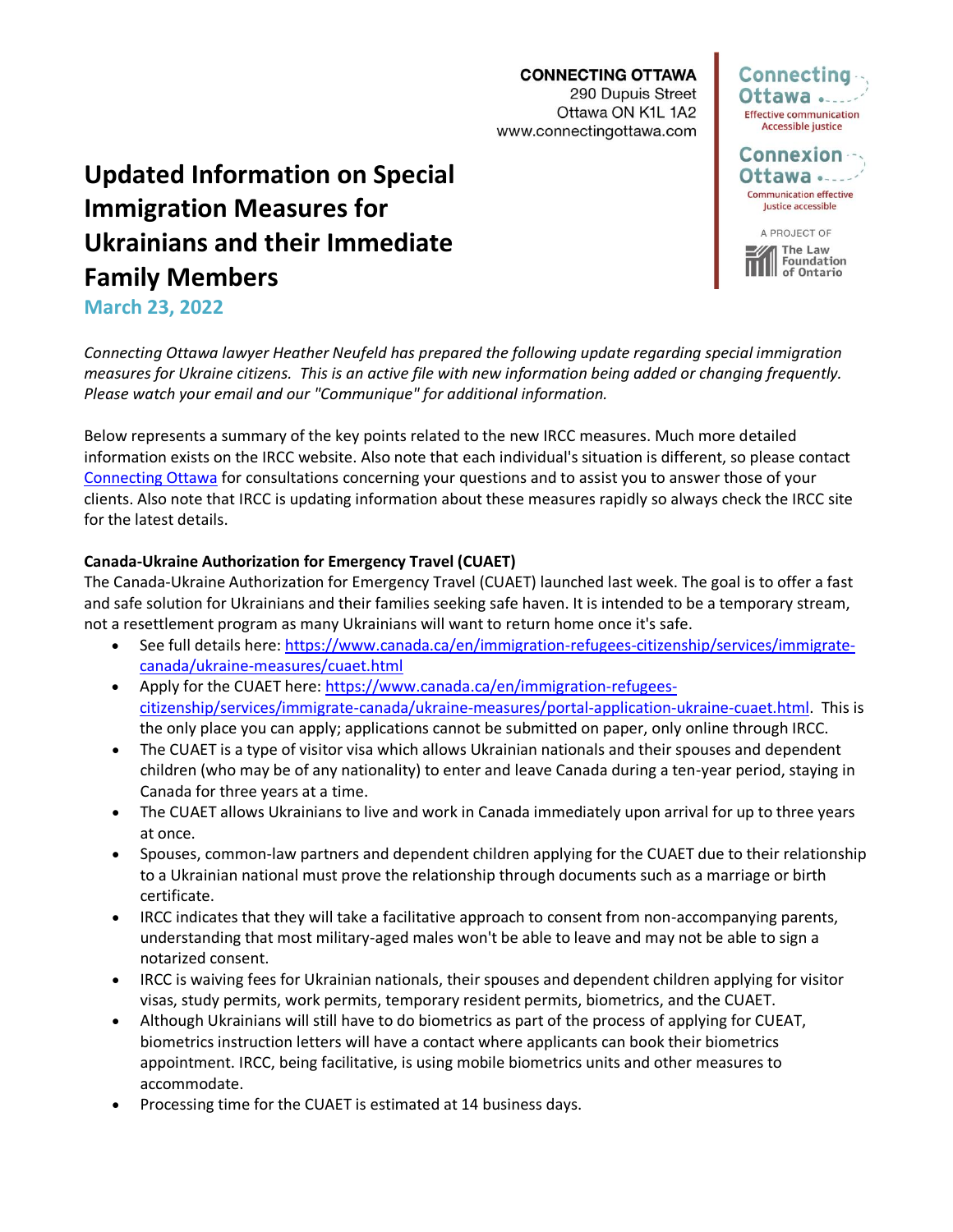CONNECTING OTTAWA
290 Dupuis Street
Ottawa ON K1L 1A2
www.connectingottawa.com

Connecting Ottawa
Effective communication
Accessible justice

Connexion Ottawa
Communication effective
Justice accessible

A PROJECT OF
The Law Foundation of Ontario

# Updated Information on Special Immigration Measures for Ukrainians and their Immediate Family Members

**March 23, 2022**

*Connecting Ottawa lawyer Heather Neufeld has prepared the following update regarding special immigration measures for Ukraine citizens. This is an active file with new information being added or changing frequently. Please watch your email and our "Communique" for additional information.*

Below represents a summary of the key points related to the new IRCC measures. Much more detailed information exists on the IRCC website. Also note that each individual's situation is different, so please contact [Connecting Ottawa](www.connectingottawa.com) for consultations concerning your questions and to assist you to answer those of your clients. Also note that IRCC is updating information about these measures rapidly so always check the IRCC site for the latest details.

**Canada-Ukraine Authorization for Emergency Travel (CUAET)**

The Canada-Ukraine Authorization for Emergency Travel (CUAET) launched last week. The goal is to offer a fast and safe solution for Ukrainians and their families seeking safe haven. It is intended to be a temporary stream, not a resettlement program as many Ukrainians will want to return home once it's safe.

- See full details here: [https://www.canada.ca/en/immigration-refugees-citizenship/services/immigrate-canada/ukraine-measures/cuaet.html](https://www.canada.ca/en/immigration-refugees-citizenship/services/immigrate-canada/ukraine-measures/cuaet.html)
- Apply for the CUAET here: [https://www.canada.ca/en/immigration-refugees-citizenship/services/immigrate-canada/ukraine-measures/portal-application-ukraine-cuaet.html](https://www.canada.ca/en/immigration-refugees-citizenship/services/immigrate-canada/ukraine-measures/portal-application-ukraine-cuaet.html). This is the only place you can apply; applications cannot be submitted on paper, only online through IRCC.
- The CUAET is a type of visitor visa which allows Ukrainian nationals and their spouses and dependent children (who may be of any nationality) to enter and leave Canada during a ten-year period, staying in Canada for three years at a time.
- The CUAET allows Ukrainians to live and work in Canada immediately upon arrival for up to three years at once.
- Spouses, common-law partners and dependent children applying for the CUAET due to their relationship to a Ukrainian national must prove the relationship through documents such as a marriage or birth certificate.
- IRCC indicates that they will take a facilitative approach to consent from non-accompanying parents, understanding that most military-aged males won't be able to leave and may not be able to sign a notarized consent.
- IRCC is waiving fees for Ukrainian nationals, their spouses and dependent children applying for visitor visas, study permits, work permits, temporary resident permits, biometrics, and the CUAET.
- Although Ukrainians will still have to do biometrics as part of the process of applying for CUEAT, biometrics instruction letters will have a contact where applicants can book their biometrics appointment. IRCC, being facilitative, is using mobile biometrics units and other measures to accommodate.
- Processing time for the CUAET is estimated at 14 business days.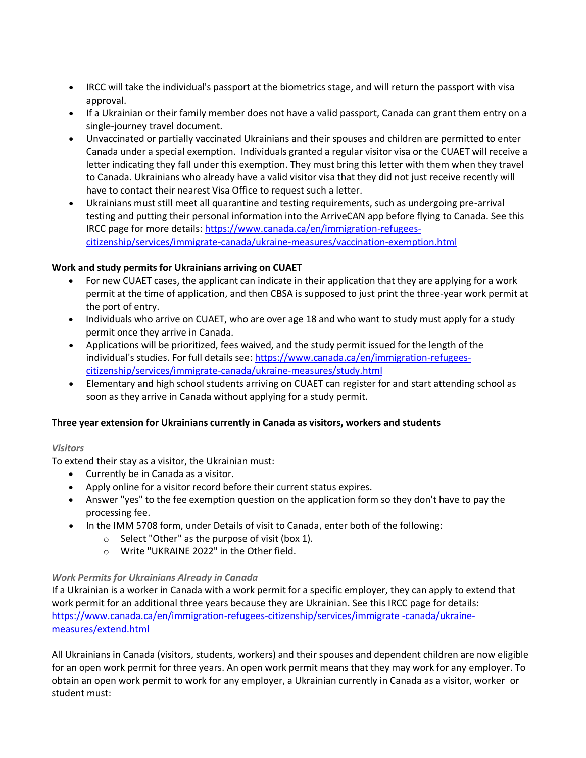- IRCC will take the individual's passport at the biometrics stage, and will return the passport with visa approval.
- If a Ukrainian or their family member does not have a valid passport, Canada can grant them entry on a single-journey travel document.
- Unvaccinated or partially vaccinated Ukrainians and their spouses and children are permitted to enter Canada under a special exemption. Individuals granted a regular visitor visa or the CUAET will receive a letter indicating they fall under this exemption. They must bring this letter with them when they travel to Canada. Ukrainians who already have a valid visitor visa that they did not just receive recently will have to contact their nearest Visa Office to request such a letter.
- Ukrainians must still meet all quarantine and testing requirements, such as undergoing pre-arrival testing and putting their personal information into the ArriveCAN app before flying to Canada. See this IRCC page for more details: [https://www.canada.ca/en/immigration-refugees-citizenship/services/immigrate-canada/ukraine-measures/vaccination-exemption.html](https://www.canada.ca/en/immigration-refugees-citizenship/services/immigrate-canada/ukraine-measures/vaccination-exemption.html)

**Work and study permits for Ukrainians arriving on CUAET**

- For new CUAET cases, the applicant can indicate in their application that they are applying for a work permit at the time of application, and then CBSA is supposed to just print the three-year work permit at the port of entry.
- Individuals who arrive on CUAET, who are over age 18 and who want to study must apply for a study permit once they arrive in Canada.
- Applications will be prioritized, fees waived, and the study permit issued for the length of the individual's studies. For full details see: [https://www.canada.ca/en/immigration-refugees-citizenship/services/immigrate-canada/ukraine-measures/study.html](https://www.canada.ca/en/immigration-refugees-citizenship/services/immigrate-canada/ukraine-measures/study.html)
- Elementary and high school students arriving on CUAET can register for and start attending school as soon as they arrive in Canada without applying for a study permit.

**Three year extension for Ukrainians currently in Canada as visitors, workers and students**

*Visitors*

To extend their stay as a visitor, the Ukrainian must:

- Currently be in Canada as a visitor.
- Apply online for a visitor record before their current status expires.
- Answer "yes" to the fee exemption question on the application form so they don't have to pay the processing fee.
- In the IMM 5708 form, under Details of visit to Canada, enter both of the following:
  - Select "Other" as the purpose of visit (box 1).
  - Write "UKRAINE 2022" in the Other field.

*Work Permits for Ukrainians Already in Canada*

If a Ukrainian is a worker in Canada with a work permit for a specific employer, they can apply to extend that work permit for an additional three years because they are Ukrainian. See this IRCC page for details: [https://www.canada.ca/en/immigration-refugees-citizenship/services/immigrate -canada/ukraine-measures/extend.html](https://www.canada.ca/en/immigration-refugees-citizenship/services/immigrate-canada/ukraine-measures/extend.html)

All Ukrainians in Canada (visitors, students, workers) and their spouses and dependent children are now eligible for an open work permit for three years. An open work permit means that they may work for any employer. To obtain an open work permit to work for any employer, a Ukrainian currently in Canada as a visitor, worker or student must: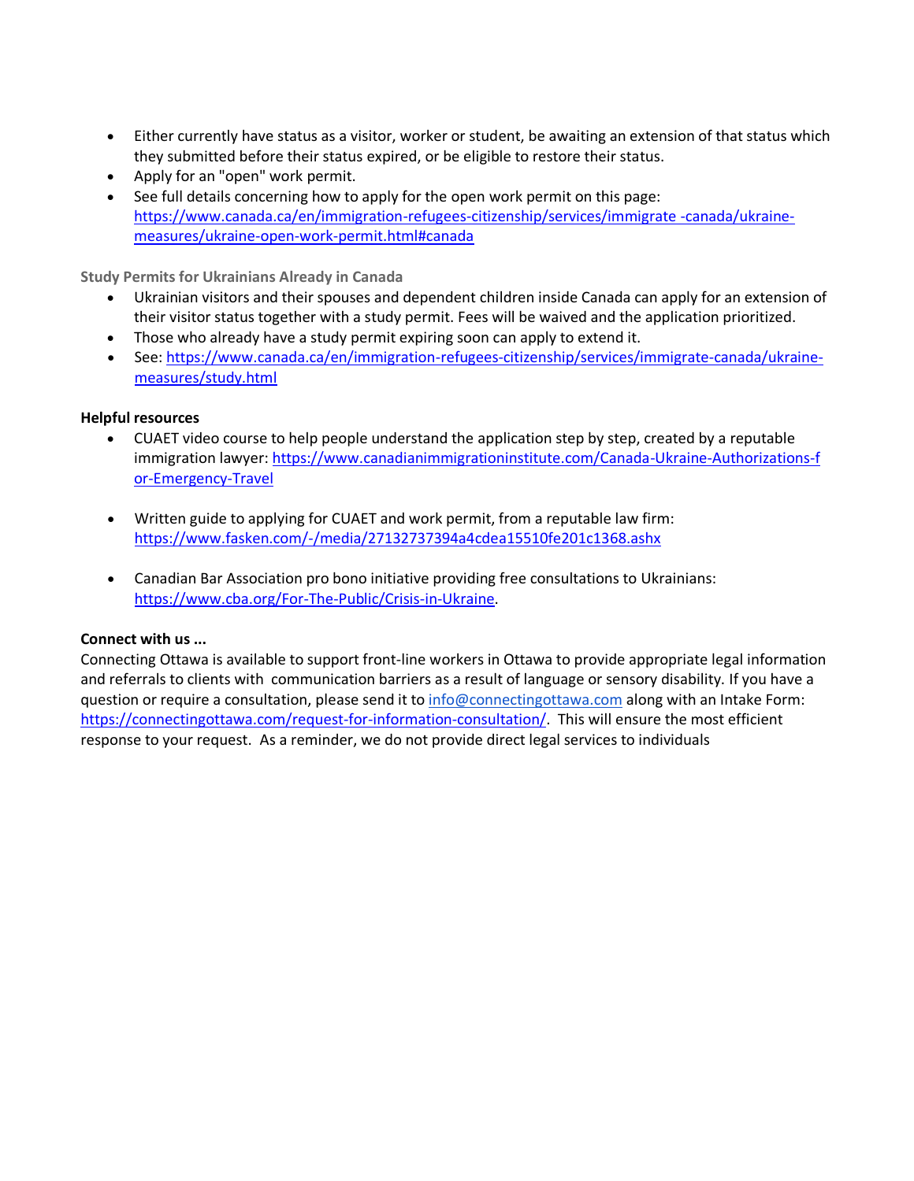- Either currently have status as a visitor, worker or student, be awaiting an extension of that status which they submitted before their status expired, or be eligible to restore their status.
- Apply for an "open" work permit.
- See full details concerning how to apply for the open work permit on this page: https://www.canada.ca/en/immigration-refugees-citizenship/services/immigrate -canada/ukraine-measures/ukraine-open-work-permit.html#canada

### Study Permits for Ukrainians Already in Canada

- Ukrainian visitors and their spouses and dependent children inside Canada can apply for an extension of their visitor status together with a study permit. Fees will be waived and the application prioritized.
- Those who already have a study permit expiring soon can apply to extend it.
- See: https://www.canada.ca/en/immigration-refugees-citizenship/services/immigrate-canada/ukraine-measures/study.html

**Helpful resources**

- CUAET video course to help people understand the application step by step, created by a reputable immigration lawyer: https://www.canadianimmigrationinstitute.com/Canada-Ukraine-Authorizations-for-Emergency-Travel

- Written guide to applying for CUAET and work permit, from a reputable law firm: https://www.fasken.com/-/media/27132737394a4cdea15510fe201c1368.ashx

- Canadian Bar Association pro bono initiative providing free consultations to Ukrainians: https://www.cba.org/For-The-Public/Crisis-in-Ukraine.

**Connect with us ...**

Connecting Ottawa is available to support front-line workers in Ottawa to provide appropriate legal information and referrals to clients with communication barriers as a result of language or sensory disability. If you have a question or require a consultation, please send it to info@connectingottawa.com along with an Intake Form: https://connectingottawa.com/request-for-information-consultation/. This will ensure the most efficient response to your request. As a reminder, we do not provide direct legal services to individuals